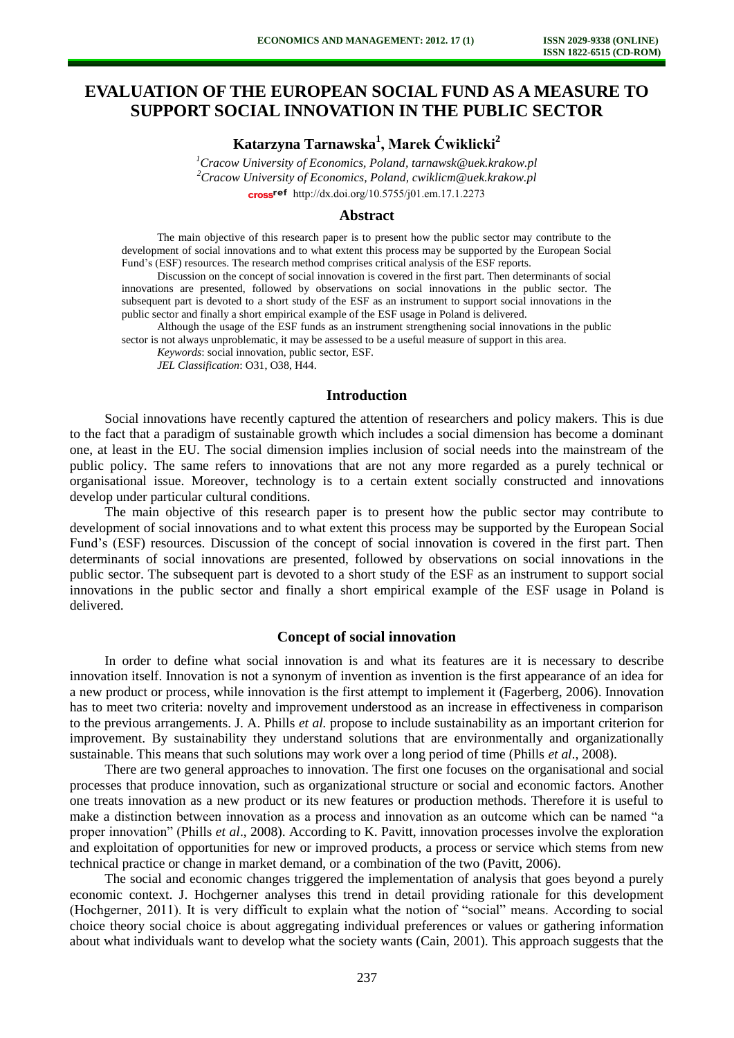# EVALUATION OF THE EUROPEAN SOCIAL FUND AS A MEASURE TO SUPPORT SOCIAL INNOVATION IN THE PUBLIC SECTOR

**Katarzyna Tarnawska[1], Marek Ćwiklicki[2]**

[1]*Cracow University of Economics, Poland, tarnawsk@uek.krakow.pl*
[2]*Cracow University of Economics, Poland, cwiklicm@uek.krakow.pl*
http://dx.doi.org/10.5755/j01.em.17.1.2273

## Abstract

The main objective of this research paper is to present how the public sector may contribute to the development of social innovations and to what extent this process may be supported by the European Social Fund's (ESF) resources. The research method comprises critical analysis of the ESF reports.

Discussion on the concept of social innovation is covered in the first part. Then determinants of social innovations are presented, followed by observations on social innovations in the public sector. The subsequent part is devoted to a short study of the ESF as an instrument to support social innovations in the public sector and finally a short empirical example of the ESF usage in Poland is delivered.

Although the usage of the ESF funds as an instrument strengthening social innovations in the public sector is not always unproblematic, it may be assessed to be a useful measure of support in this area.

*Keywords*: social innovation, public sector, ESF.

*JEL Classification*: O31, O38, H44.

## Introduction

Social innovations have recently captured the attention of researchers and policy makers. This is due to the fact that a paradigm of sustainable growth which includes a social dimension has become a dominant one, at least in the EU. The social dimension implies inclusion of social needs into the mainstream of the public policy. The same refers to innovations that are not any more regarded as a purely technical or organisational issue. Moreover, technology is to a certain extent socially constructed and innovations develop under particular cultural conditions.

The main objective of this research paper is to present how the public sector may contribute to development of social innovations and to what extent this process may be supported by the European Social Fund's (ESF) resources. Discussion of the concept of social innovation is covered in the first part. Then determinants of social innovations are presented, followed by observations on social innovations in the public sector. The subsequent part is devoted to a short study of the ESF as an instrument to support social innovations in the public sector and finally a short empirical example of the ESF usage in Poland is delivered.

## Concept of social innovation

In order to define what social innovation is and what its features are it is necessary to describe innovation itself. Innovation is not a synonym of invention as invention is the first appearance of an idea for a new product or process, while innovation is the first attempt to implement it (Fagerberg, 2006). Innovation has to meet two criteria: novelty and improvement understood as an increase in effectiveness in comparison to the previous arrangements. J. A. Phills *et al.* propose to include sustainability as an important criterion for improvement. By sustainability they understand solutions that are environmentally and organizationally sustainable. This means that such solutions may work over a long period of time (Phills *et al*., 2008).

There are two general approaches to innovation. The first one focuses on the organisational and social processes that produce innovation, such as organizational structure or social and economic factors. Another one treats innovation as a new product or its new features or production methods. Therefore it is useful to make a distinction between innovation as a process and innovation as an outcome which can be named "a proper innovation" (Phills *et al*., 2008). According to K. Pavitt, innovation processes involve the exploration and exploitation of opportunities for new or improved products, a process or service which stems from new technical practice or change in market demand, or a combination of the two (Pavitt, 2006).

The social and economic changes triggered the implementation of analysis that goes beyond a purely economic context. J. Hochgerner analyses this trend in detail providing rationale for this development (Hochgerner, 2011). It is very difficult to explain what the notion of "social" means. According to social choice theory social choice is about aggregating individual preferences or values or gathering information about what individuals want to develop what the society wants (Cain, 2001). This approach suggests that the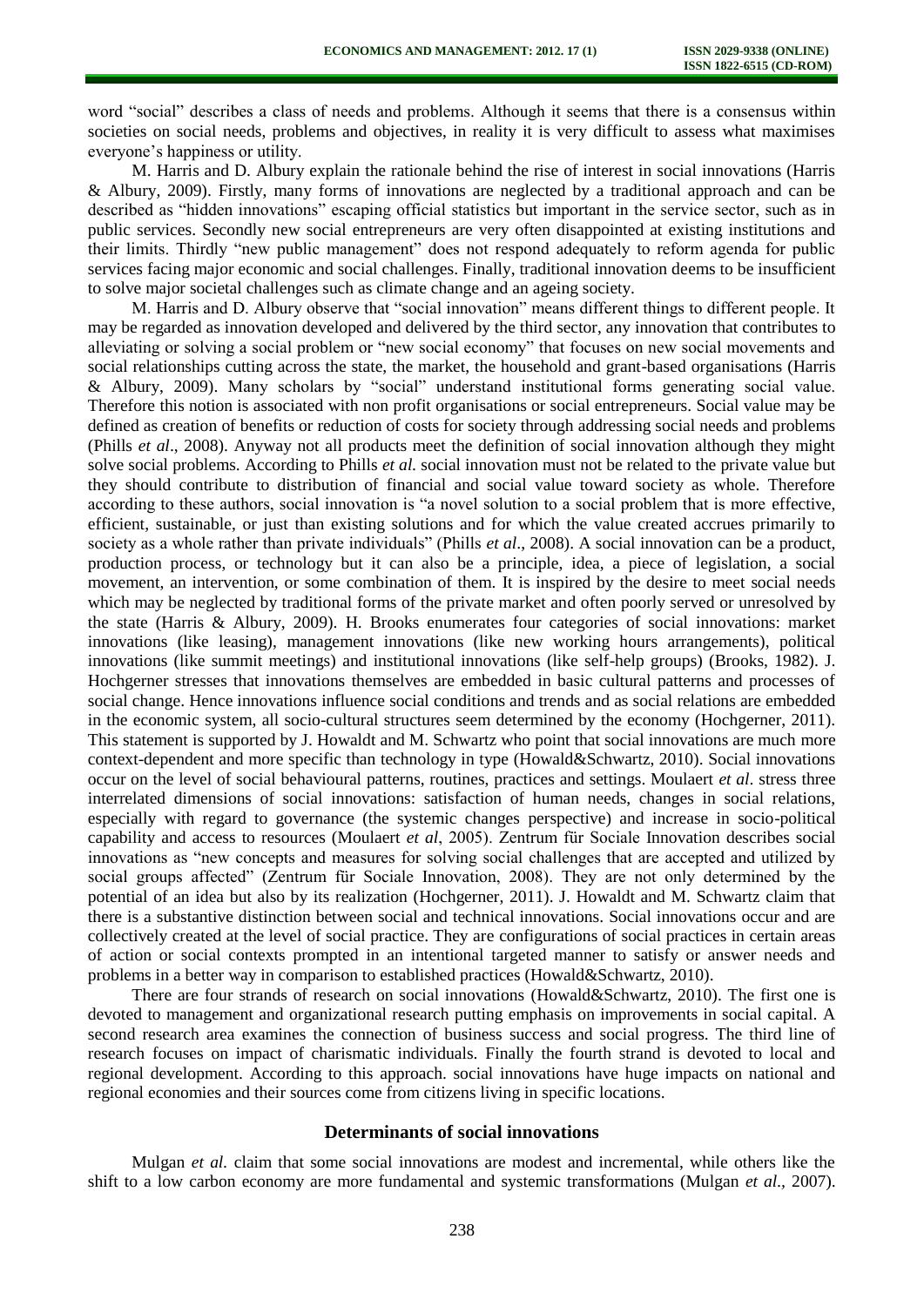word "social" describes a class of needs and problems. Although it seems that there is a consensus within societies on social needs, problems and objectives, in reality it is very difficult to assess what maximises everyone's happiness or utility.

M. Harris and D. Albury explain the rationale behind the rise of interest in social innovations (Harris & Albury, 2009). Firstly, many forms of innovations are neglected by a traditional approach and can be described as "hidden innovations" escaping official statistics but important in the service sector, such as in public services. Secondly new social entrepreneurs are very often disappointed at existing institutions and their limits. Thirdly "new public management" does not respond adequately to reform agenda for public services facing major economic and social challenges. Finally, traditional innovation deems to be insufficient to solve major societal challenges such as climate change and an ageing society.

M. Harris and D. Albury observe that "social innovation" means different things to different people. It may be regarded as innovation developed and delivered by the third sector, any innovation that contributes to alleviating or solving a social problem or "new social economy" that focuses on new social movements and social relationships cutting across the state, the market, the household and grant-based organisations (Harris & Albury, 2009). Many scholars by "social" understand institutional forms generating social value. Therefore this notion is associated with non profit organisations or social entrepreneurs. Social value may be defined as creation of benefits or reduction of costs for society through addressing social needs and problems (Phills *et al*., 2008). Anyway not all products meet the definition of social innovation although they might solve social problems. According to Phills *et al.* social innovation must not be related to the private value but they should contribute to distribution of financial and social value toward society as whole. Therefore according to these authors, social innovation is "a novel solution to a social problem that is more effective, efficient, sustainable, or just than existing solutions and for which the value created accrues primarily to society as a whole rather than private individuals" (Phills *et al*., 2008). A social innovation can be a product, production process, or technology but it can also be a principle, idea, a piece of legislation, a social movement, an intervention, or some combination of them. It is inspired by the desire to meet social needs which may be neglected by traditional forms of the private market and often poorly served or unresolved by the state (Harris & Albury, 2009). H. Brooks enumerates four categories of social innovations: market innovations (like leasing), management innovations (like new working hours arrangements), political innovations (like summit meetings) and institutional innovations (like self-help groups) (Brooks, 1982). J. Hochgerner stresses that innovations themselves are embedded in basic cultural patterns and processes of social change. Hence innovations influence social conditions and trends and as social relations are embedded in the economic system, all socio-cultural structures seem determined by the economy (Hochgerner, 2011). This statement is supported by J. Howaldt and M. Schwartz who point that social innovations are much more context-dependent and more specific than technology in type (Howald&Schwartz, 2010). Social innovations occur on the level of social behavioural patterns, routines, practices and settings. Moulaert *et al*. stress three interrelated dimensions of social innovations: satisfaction of human needs, changes in social relations, especially with regard to governance (the systemic changes perspective) and increase in socio-political capability and access to resources (Moulaert *et al*, 2005). Zentrum für Sociale Innovation describes social innovations as "new concepts and measures for solving social challenges that are accepted and utilized by social groups affected" (Zentrum für Sociale Innovation, 2008). They are not only determined by the potential of an idea but also by its realization (Hochgerner, 2011). J. Howaldt and M. Schwartz claim that there is a substantive distinction between social and technical innovations. Social innovations occur and are collectively created at the level of social practice. They are configurations of social practices in certain areas of action or social contexts prompted in an intentional targeted manner to satisfy or answer needs and problems in a better way in comparison to established practices (Howald&Schwartz, 2010).

There are four strands of research on social innovations (Howald&Schwartz, 2010). The first one is devoted to management and organizational research putting emphasis on improvements in social capital. A second research area examines the connection of business success and social progress. The third line of research focuses on impact of charismatic individuals. Finally the fourth strand is devoted to local and regional development. According to this approach. social innovations have huge impacts on national and regional economies and their sources come from citizens living in specific locations.

## Determinants of social innovations

Mulgan *et al.* claim that some social innovations are modest and incremental, while others like the shift to a low carbon economy are more fundamental and systemic transformations (Mulgan *et al.,* 2007).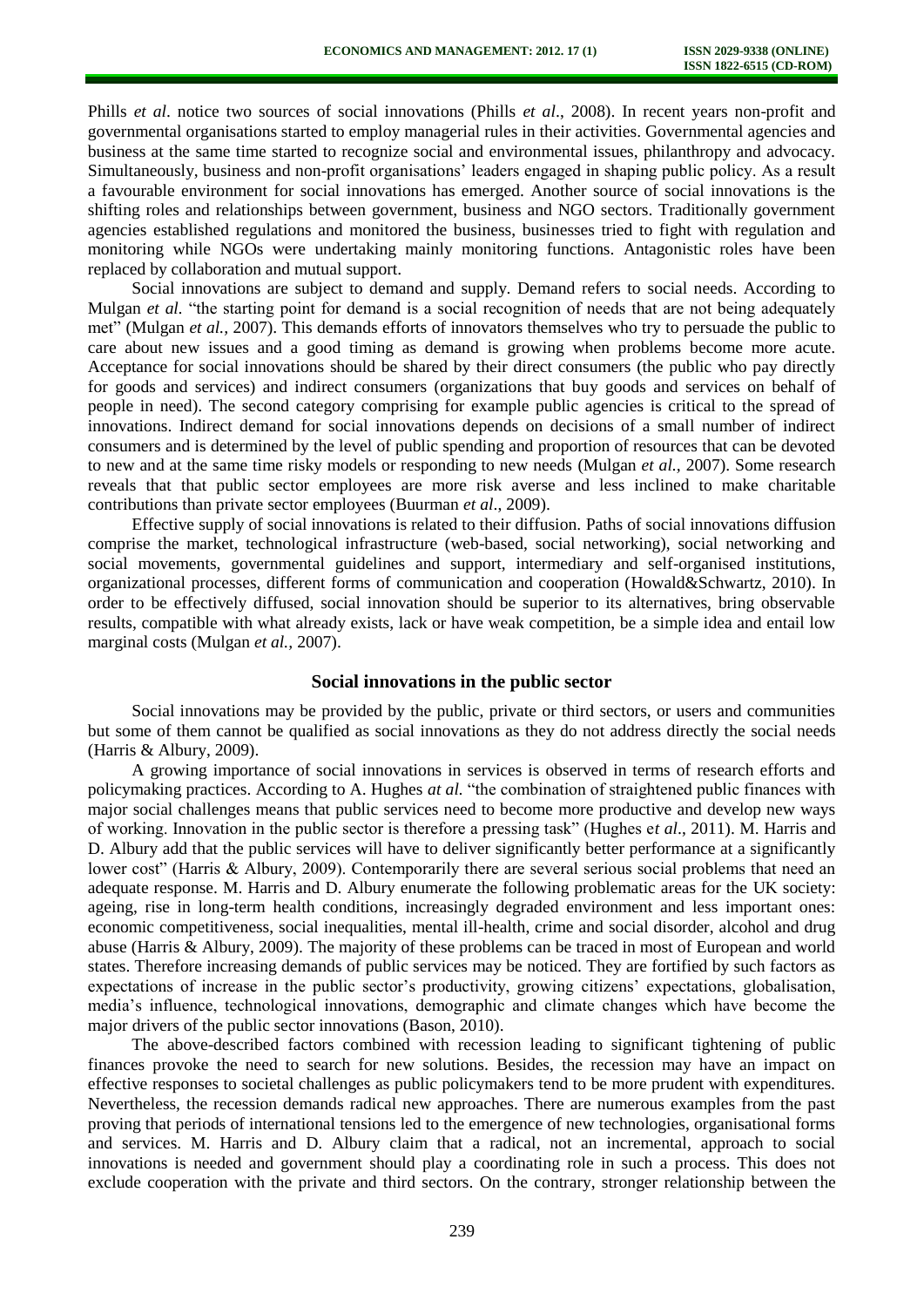Phills *et al*. notice two sources of social innovations (Phills *et al*., 2008). In recent years non-profit and governmental organisations started to employ managerial rules in their activities. Governmental agencies and business at the same time started to recognize social and environmental issues, philanthropy and advocacy. Simultaneously, business and non-profit organisations' leaders engaged in shaping public policy. As a result a favourable environment for social innovations has emerged. Another source of social innovations is the shifting roles and relationships between government, business and NGO sectors. Traditionally government agencies established regulations and monitored the business, businesses tried to fight with regulation and monitoring while NGOs were undertaking mainly monitoring functions. Antagonistic roles have been replaced by collaboration and mutual support.

Social innovations are subject to demand and supply. Demand refers to social needs. According to Mulgan *et al.* "the starting point for demand is a social recognition of needs that are not being adequately met" (Mulgan *et al.,* 2007). This demands efforts of innovators themselves who try to persuade the public to care about new issues and a good timing as demand is growing when problems become more acute. Acceptance for social innovations should be shared by their direct consumers (the public who pay directly for goods and services) and indirect consumers (organizations that buy goods and services on behalf of people in need). The second category comprising for example public agencies is critical to the spread of innovations. Indirect demand for social innovations depends on decisions of a small number of indirect consumers and is determined by the level of public spending and proportion of resources that can be devoted to new and at the same time risky models or responding to new needs (Mulgan *et al.*, 2007). Some research reveals that that public sector employees are more risk averse and less inclined to make charitable contributions than private sector employees (Buurman *et al*., 2009).

Effective supply of social innovations is related to their diffusion. Paths of social innovations diffusion comprise the market, technological infrastructure (web-based, social networking), social networking and social movements, governmental guidelines and support, intermediary and self-organised institutions, organizational processes, different forms of communication and cooperation (Howald&Schwartz, 2010). In order to be effectively diffused, social innovation should be superior to its alternatives, bring observable results, compatible with what already exists, lack or have weak competition, be a simple idea and entail low marginal costs (Mulgan *et al.*, 2007).

## Social innovations in the public sector

Social innovations may be provided by the public, private or third sectors, or users and communities but some of them cannot be qualified as social innovations as they do not address directly the social needs (Harris & Albury, 2009).

A growing importance of social innovations in services is observed in terms of research efforts and policymaking practices. According to A. Hughes *at al.* "the combination of straightened public finances with major social challenges means that public services need to become more productive and develop new ways of working. Innovation in the public sector is therefore a pressing task" (Hughes e*t al*., 2011). M. Harris and D. Albury add that the public services will have to deliver significantly better performance at a significantly lower cost" (Harris & Albury, 2009). Contemporarily there are several serious social problems that need an adequate response. M. Harris and D. Albury enumerate the following problematic areas for the UK society: ageing, rise in long-term health conditions, increasingly degraded environment and less important ones: economic competitiveness, social inequalities, mental ill-health, crime and social disorder, alcohol and drug abuse (Harris & Albury, 2009). The majority of these problems can be traced in most of European and world states. Therefore increasing demands of public services may be noticed. They are fortified by such factors as expectations of increase in the public sector's productivity, growing citizens' expectations, globalisation, media's influence, technological innovations, demographic and climate changes which have become the major drivers of the public sector innovations (Bason, 2010).

The above-described factors combined with recession leading to significant tightening of public finances provoke the need to search for new solutions. Besides, the recession may have an impact on effective responses to societal challenges as public policymakers tend to be more prudent with expenditures. Nevertheless, the recession demands radical new approaches. There are numerous examples from the past proving that periods of international tensions led to the emergence of new technologies, organisational forms and services. M. Harris and D. Albury claim that a radical, not an incremental, approach to social innovations is needed and government should play a coordinating role in such a process. This does not exclude cooperation with the private and third sectors. On the contrary, stronger relationship between the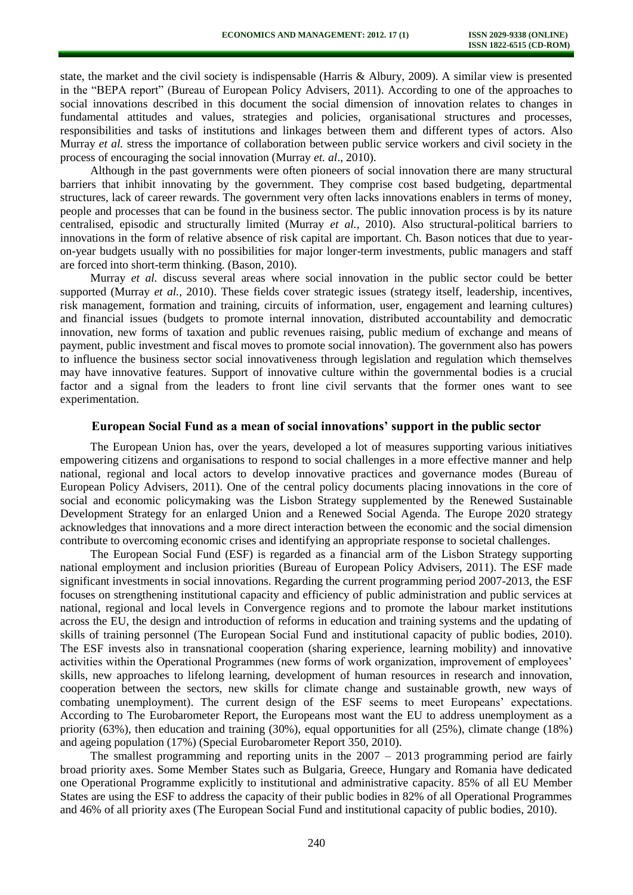state, the market and the civil society is indispensable (Harris & Albury, 2009). A similar view is presented in the "BEPA report" (Bureau of European Policy Advisers, 2011). According to one of the approaches to social innovations described in this document the social dimension of innovation relates to changes in fundamental attitudes and values, strategies and policies, organisational structures and processes, responsibilities and tasks of institutions and linkages between them and different types of actors. Also Murray *et al.* stress the importance of collaboration between public service workers and civil society in the process of encouraging the social innovation (Murray *et. al*., 2010).

Although in the past governments were often pioneers of social innovation there are many structural barriers that inhibit innovating by the government. They comprise cost based budgeting, departmental structures, lack of career rewards. The government very often lacks innovations enablers in terms of money, people and processes that can be found in the business sector. The public innovation process is by its nature centralised, episodic and structurally limited (Murray *et al.,* 2010). Also structural-political barriers to innovations in the form of relative absence of risk capital are important. Ch. Bason notices that due to year-on-year budgets usually with no possibilities for major longer-term investments, public managers and staff are forced into short-term thinking. (Bason, 2010).

Murray *et al.* discuss several areas where social innovation in the public sector could be better supported (Murray *et al.,* 2010). These fields cover strategic issues (strategy itself, leadership, incentives, risk management, formation and training, circuits of information, user, engagement and learning cultures) and financial issues (budgets to promote internal innovation, distributed accountability and democratic innovation, new forms of taxation and public revenues raising, public medium of exchange and means of payment, public investment and fiscal moves to promote social innovation). The government also has powers to influence the business sector social innovativeness through legislation and regulation which themselves may have innovative features. Support of innovative culture within the governmental bodies is a crucial factor and a signal from the leaders to front line civil servants that the former ones want to see experimentation.

## European Social Fund as a mean of social innovations' support in the public sector

The European Union has, over the years, developed a lot of measures supporting various initiatives empowering citizens and organisations to respond to social challenges in a more effective manner and help national, regional and local actors to develop innovative practices and governance modes (Bureau of European Policy Advisers, 2011). One of the central policy documents placing innovations in the core of social and economic policymaking was the Lisbon Strategy supplemented by the Renewed Sustainable Development Strategy for an enlarged Union and a Renewed Social Agenda. The Europe 2020 strategy acknowledges that innovations and a more direct interaction between the economic and the social dimension contribute to overcoming economic crises and identifying an appropriate response to societal challenges.

The European Social Fund (ESF) is regarded as a financial arm of the Lisbon Strategy supporting national employment and inclusion priorities (Bureau of European Policy Advisers, 2011). The ESF made significant investments in social innovations. Regarding the current programming period 2007-2013, the ESF focuses on strengthening institutional capacity and efficiency of public administration and public services at national, regional and local levels in Convergence regions and to promote the labour market institutions across the EU, the design and introduction of reforms in education and training systems and the updating of skills of training personnel (The European Social Fund and institutional capacity of public bodies, 2010). The ESF invests also in transnational cooperation (sharing experience, learning mobility) and innovative activities within the Operational Programmes (new forms of work organization, improvement of employees' skills, new approaches to lifelong learning, development of human resources in research and innovation, cooperation between the sectors, new skills for climate change and sustainable growth, new ways of combating unemployment). The current design of the ESF seems to meet Europeans' expectations. According to The Eurobarometer Report, the Europeans most want the EU to address unemployment as a priority (63%), then education and training (30%), equal opportunities for all (25%), climate change (18%) and ageing population (17%) (Special Eurobarometer Report 350, 2010).

The smallest programming and reporting units in the 2007 – 2013 programming period are fairly broad priority axes. Some Member States such as Bulgaria, Greece, Hungary and Romania have dedicated one Operational Programme explicitly to institutional and administrative capacity. 85% of all EU Member States are using the ESF to address the capacity of their public bodies in 82% of all Operational Programmes and 46% of all priority axes (The European Social Fund and institutional capacity of public bodies, 2010).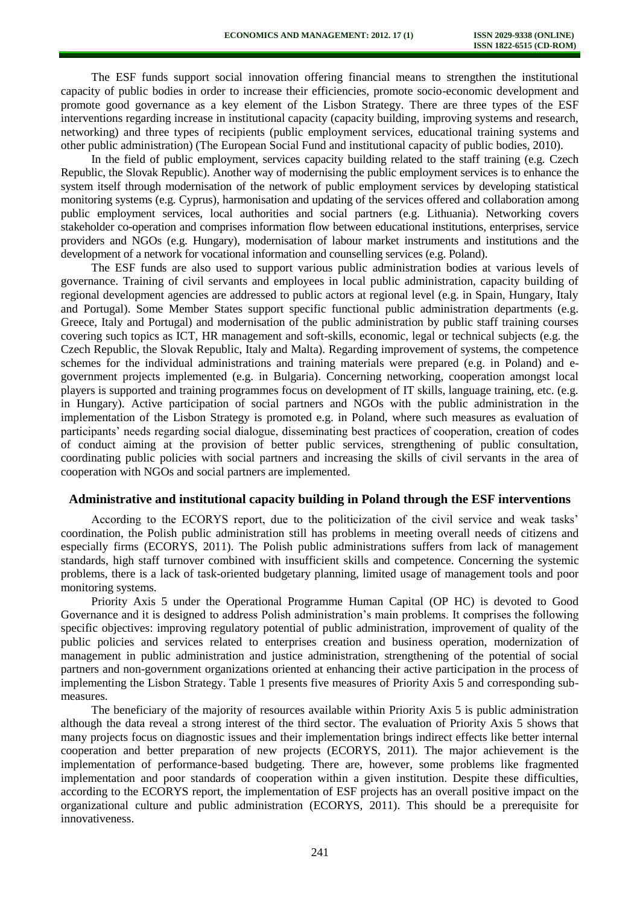The ESF funds support social innovation offering financial means to strengthen the institutional capacity of public bodies in order to increase their efficiencies, promote socio-economic development and promote good governance as a key element of the Lisbon Strategy. There are three types of the ESF interventions regarding increase in institutional capacity (capacity building, improving systems and research, networking) and three types of recipients (public employment services, educational training systems and other public administration) (The European Social Fund and institutional capacity of public bodies, 2010).

In the field of public employment, services capacity building related to the staff training (e.g. Czech Republic, the Slovak Republic). Another way of modernising the public employment services is to enhance the system itself through modernisation of the network of public employment services by developing statistical monitoring systems (e.g. Cyprus), harmonisation and updating of the services offered and collaboration among public employment services, local authorities and social partners (e.g. Lithuania). Networking covers stakeholder co-operation and comprises information flow between educational institutions, enterprises, service providers and NGOs (e.g. Hungary), modernisation of labour market instruments and institutions and the development of a network for vocational information and counselling services (e.g. Poland).

The ESF funds are also used to support various public administration bodies at various levels of governance. Training of civil servants and employees in local public administration, capacity building of regional development agencies are addressed to public actors at regional level (e.g. in Spain, Hungary, Italy and Portugal). Some Member States support specific functional public administration departments (e.g. Greece, Italy and Portugal) and modernisation of the public administration by public staff training courses covering such topics as ICT, HR management and soft-skills, economic, legal or technical subjects (e.g. the Czech Republic, the Slovak Republic, Italy and Malta). Regarding improvement of systems, the competence schemes for the individual administrations and training materials were prepared (e.g. in Poland) and e-government projects implemented (e.g. in Bulgaria). Concerning networking, cooperation amongst local players is supported and training programmes focus on development of IT skills, language training, etc. (e.g. in Hungary). Active participation of social partners and NGOs with the public administration in the implementation of the Lisbon Strategy is promoted e.g. in Poland, where such measures as evaluation of participants' needs regarding social dialogue, disseminating best practices of cooperation, creation of codes of conduct aiming at the provision of better public services, strengthening of public consultation, coordinating public policies with social partners and increasing the skills of civil servants in the area of cooperation with NGOs and social partners are implemented.

## Administrative and institutional capacity building in Poland through the ESF interventions

According to the ECORYS report, due to the politicization of the civil service and weak tasks' coordination, the Polish public administration still has problems in meeting overall needs of citizens and especially firms (ECORYS, 2011). The Polish public administrations suffers from lack of management standards, high staff turnover combined with insufficient skills and competence. Concerning the systemic problems, there is a lack of task-oriented budgetary planning, limited usage of management tools and poor monitoring systems.

Priority Axis 5 under the Operational Programme Human Capital (OP HC) is devoted to Good Governance and it is designed to address Polish administration's main problems. It comprises the following specific objectives: improving regulatory potential of public administration, improvement of quality of the public policies and services related to enterprises creation and business operation, modernization of management in public administration and justice administration, strengthening of the potential of social partners and non-government organizations oriented at enhancing their active participation in the process of implementing the Lisbon Strategy. Table 1 presents five measures of Priority Axis 5 and corresponding sub-measures.

The beneficiary of the majority of resources available within Priority Axis 5 is public administration although the data reveal a strong interest of the third sector. The evaluation of Priority Axis 5 shows that many projects focus on diagnostic issues and their implementation brings indirect effects like better internal cooperation and better preparation of new projects (ECORYS, 2011). The major achievement is the implementation of performance-based budgeting. There are, however, some problems like fragmented implementation and poor standards of cooperation within a given institution. Despite these difficulties, according to the ECORYS report, the implementation of ESF projects has an overall positive impact on the organizational culture and public administration (ECORYS, 2011). This should be a prerequisite for innovativeness.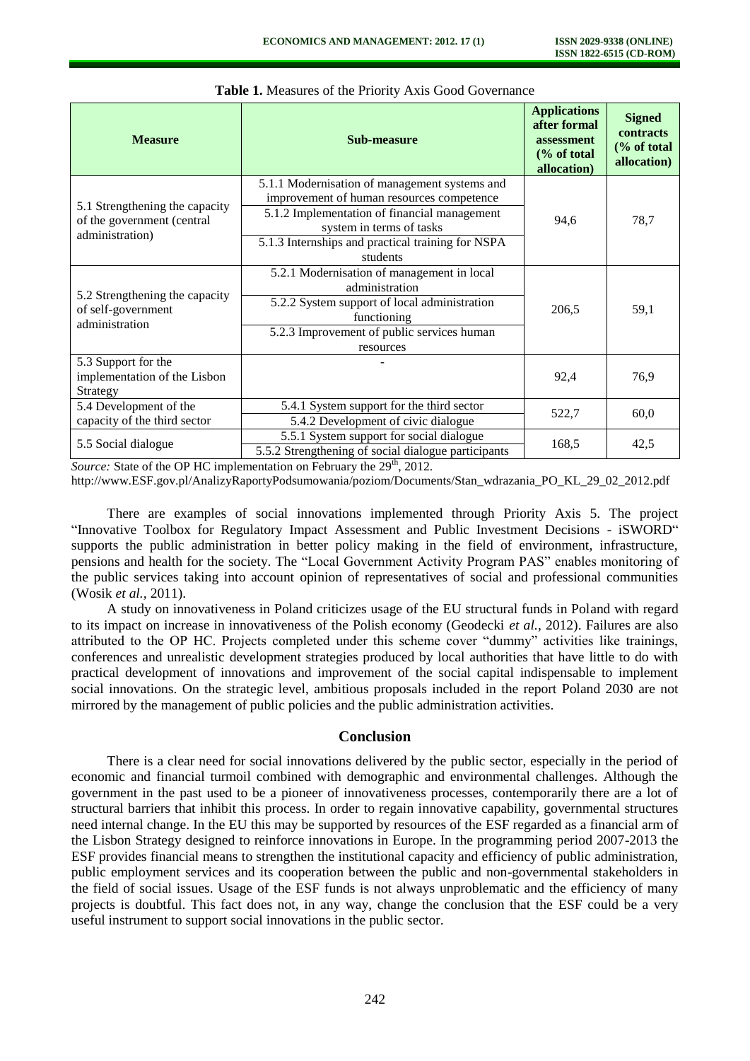**Table 1.** Measures of the Priority Axis Good Governance

| Measure | Sub-measure | Applications after formal assessment (% of total allocation) | Signed contracts (% of total allocation) |
|---|---|---|---|
| 5.1 Strengthening the capacity of the government (central administration) | 5.1.1 Modernisation of management systems and improvement of human resources competence | 94,6 | 78,7 |
| | 5.1.2 Implementation of financial management system in terms of tasks | | |
| | 5.1.3 Internships and practical training for NSPA students | | |
| 5.2 Strengthening the capacity of self-government administration | 5.2.1 Modernisation of management in local administration | 206,5 | 59,1 |
| | 5.2.2 System support of local administration functioning | | |
| | 5.2.3 Improvement of public services human resources | | |
| 5.3 Support for the implementation of the Lisbon Strategy | - | 92,4 | 76,9 |
| 5.4 Development of the capacity of the third sector | 5.4.1 System support for the third sector | 522,7 | 60,0 |
| | 5.4.2 Development of civic dialogue | | |
| 5.5 Social dialogue | 5.5.1 System support for social dialogue | 168,5 | 42,5 |
| | 5.5.2 Strengthening of social dialogue participants | | |

*Source:* State of the OP HC implementation on February the 29th, 2012.
http://www.ESF.gov.pl/AnalizyRaportyPodsumowania/poziom/Documents/Stan_wdrazania_PO_KL_29_02_2012.pdf

There are examples of social innovations implemented through Priority Axis 5. The project "Innovative Toolbox for Regulatory Impact Assessment and Public Investment Decisions - iSWORD" supports the public administration in better policy making in the field of environment, infrastructure, pensions and health for the society. The "Local Government Activity Program PAS" enables monitoring of the public services taking into account opinion of representatives of social and professional communities (Wosik *et al.*, 2011).

A study on innovativeness in Poland criticizes usage of the EU structural funds in Poland with regard to its impact on increase in innovativeness of the Polish economy (Geodecki *et al.*, 2012). Failures are also attributed to the OP HC. Projects completed under this scheme cover "dummy" activities like trainings, conferences and unrealistic development strategies produced by local authorities that have little to do with practical development of innovations and improvement of the social capital indispensable to implement social innovations. On the strategic level, ambitious proposals included in the report Poland 2030 are not mirrored by the management of public policies and the public administration activities.

## Conclusion

There is a clear need for social innovations delivered by the public sector, especially in the period of economic and financial turmoil combined with demographic and environmental challenges. Although the government in the past used to be a pioneer of innovativeness processes, contemporarily there are a lot of structural barriers that inhibit this process. In order to regain innovative capability, governmental structures need internal change. In the EU this may be supported by resources of the ESF regarded as a financial arm of the Lisbon Strategy designed to reinforce innovations in Europe. In the programming period 2007-2013 the ESF provides financial means to strengthen the institutional capacity and efficiency of public administration, public employment services and its cooperation between the public and non-governmental stakeholders in the field of social issues. Usage of the ESF funds is not always unproblematic and the efficiency of many projects is doubtful. This fact does not, in any way, change the conclusion that the ESF could be a very useful instrument to support social innovations in the public sector.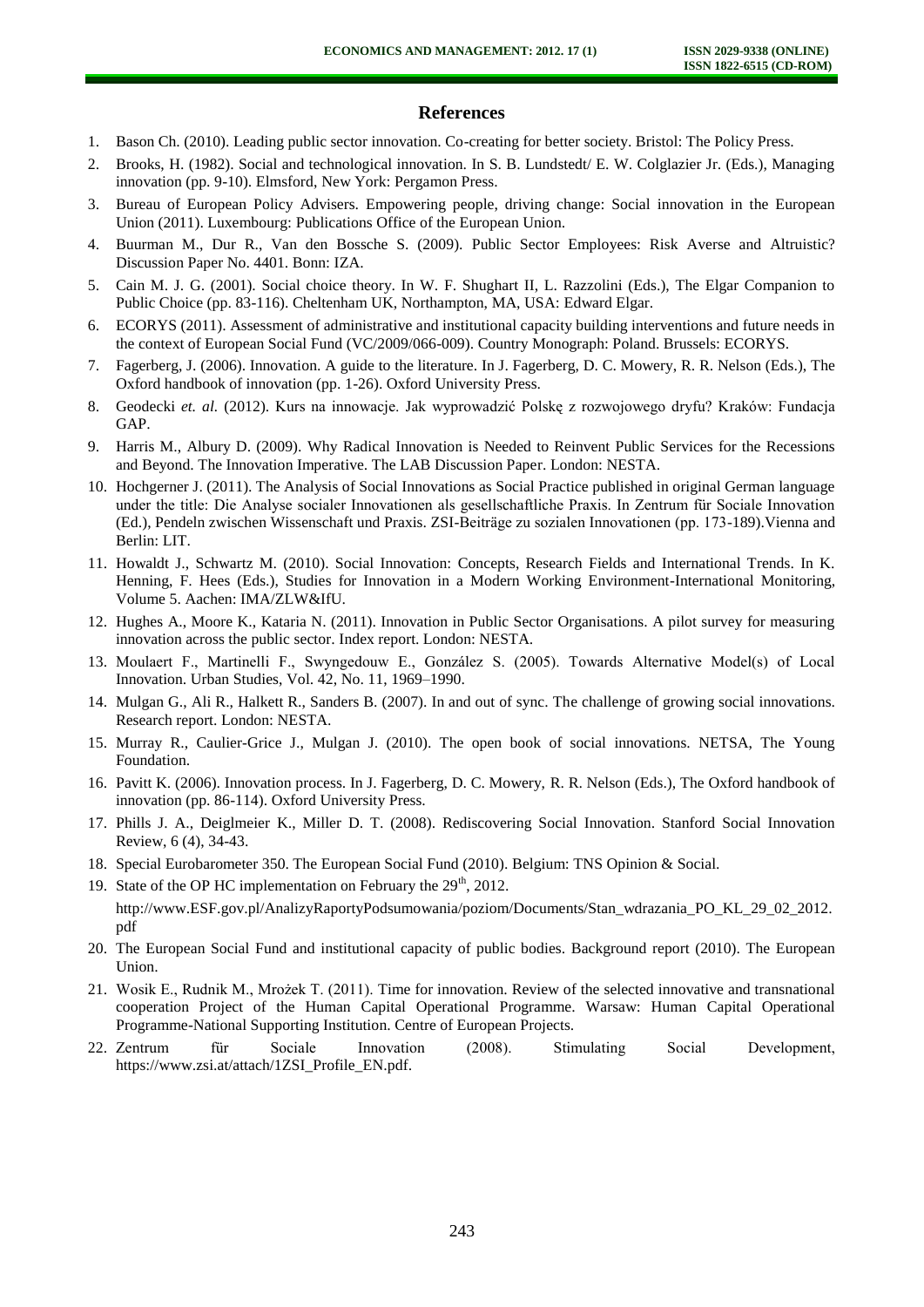## References

1. Bason Ch. (2010). Leading public sector innovation. Co-creating for better society. Bristol: The Policy Press.
2. Brooks, H. (1982). Social and technological innovation. In S. B. Lundstedt/ E. W. Colglazier Jr. (Eds.), Managing innovation (pp. 9-10). Elmsford, New York: Pergamon Press.
3. Bureau of European Policy Advisers. Empowering people, driving change: Social innovation in the European Union (2011). Luxembourg: Publications Office of the European Union.
4. Buurman M., Dur R., Van den Bossche S. (2009). Public Sector Employees: Risk Averse and Altruistic? Discussion Paper No. 4401. Bonn: IZA.
5. Cain M. J. G. (2001). Social choice theory. In W. F. Shughart II, L. Razzolini (Eds.), The Elgar Companion to Public Choice (pp. 83-116). Cheltenham UK, Northampton, MA, USA: Edward Elgar.
6. ECORYS (2011). Assessment of administrative and institutional capacity building interventions and future needs in the context of European Social Fund (VC/2009/066-009). Country Monograph: Poland. Brussels: ECORYS.
7. Fagerberg, J. (2006). Innovation. A guide to the literature. In J. Fagerberg, D. C. Mowery, R. R. Nelson (Eds.), The Oxford handbook of innovation (pp. 1-26). Oxford University Press.
8. Geodecki *et. al.* (2012). Kurs na innowacje. Jak wyprowadzić Polskę z rozwojowego dryfu? Kraków: Fundacja GAP.
9. Harris M., Albury D. (2009). Why Radical Innovation is Needed to Reinvent Public Services for the Recessions and Beyond. The Innovation Imperative. The LAB Discussion Paper. London: NESTA.
10. Hochgerner J. (2011). The Analysis of Social Innovations as Social Practice published in original German language under the title: Die Analyse socialer Innovationen als gesellschaftliche Praxis. In Zentrum für Sociale Innovation (Ed.), Pendeln zwischen Wissenschaft und Praxis. ZSI-Beiträge zu sozialen Innovationen (pp. 173-189).Vienna and Berlin: LIT.
11. Howaldt J., Schwartz M. (2010). Social Innovation: Concepts, Research Fields and International Trends. In K. Henning, F. Hees (Eds.), Studies for Innovation in a Modern Working Environment-International Monitoring, Volume 5. Aachen: IMA/ZLW&IfU.
12. Hughes A., Moore K., Kataria N. (2011). Innovation in Public Sector Organisations. A pilot survey for measuring innovation across the public sector. Index report. London: NESTA.
13. Moulaert F., Martinelli F., Swyngedouw E., González S. (2005). Towards Alternative Model(s) of Local Innovation. Urban Studies, Vol. 42, No. 11, 1969–1990.
14. Mulgan G., Ali R., Halkett R., Sanders B. (2007). In and out of sync. The challenge of growing social innovations. Research report. London: NESTA.
15. Murray R., Caulier-Grice J., Mulgan J. (2010). The open book of social innovations. NETSA, The Young Foundation.
16. Pavitt K. (2006). Innovation process. In J. Fagerberg, D. C. Mowery, R. R. Nelson (Eds.), The Oxford handbook of innovation (pp. 86-114). Oxford University Press.
17. Phills J. A., Deiglmeier K., Miller D. T. (2008). Rediscovering Social Innovation. Stanford Social Innovation Review, 6 (4), 34-43.
18. Special Eurobarometer 350. The European Social Fund (2010). Belgium: TNS Opinion & Social.
19. State of the OP HC implementation on February the 29th, 2012. http://www.ESF.gov.pl/AnalizyRaportyPodsumowania/poziom/Documents/Stan_wdrazania_PO_KL_29_02_2012.pdf
20. The European Social Fund and institutional capacity of public bodies. Background report (2010). The European Union.
21. Wosik E., Rudnik M., Mrożek T. (2011). Time for innovation. Review of the selected innovative and transnational cooperation Project of the Human Capital Operational Programme. Warsaw: Human Capital Operational Programme-National Supporting Institution. Centre of European Projects.
22. Zentrum für Sociale Innovation (2008). Stimulating Social Development, https://www.zsi.at/attach/1ZSI_Profile_EN.pdf.